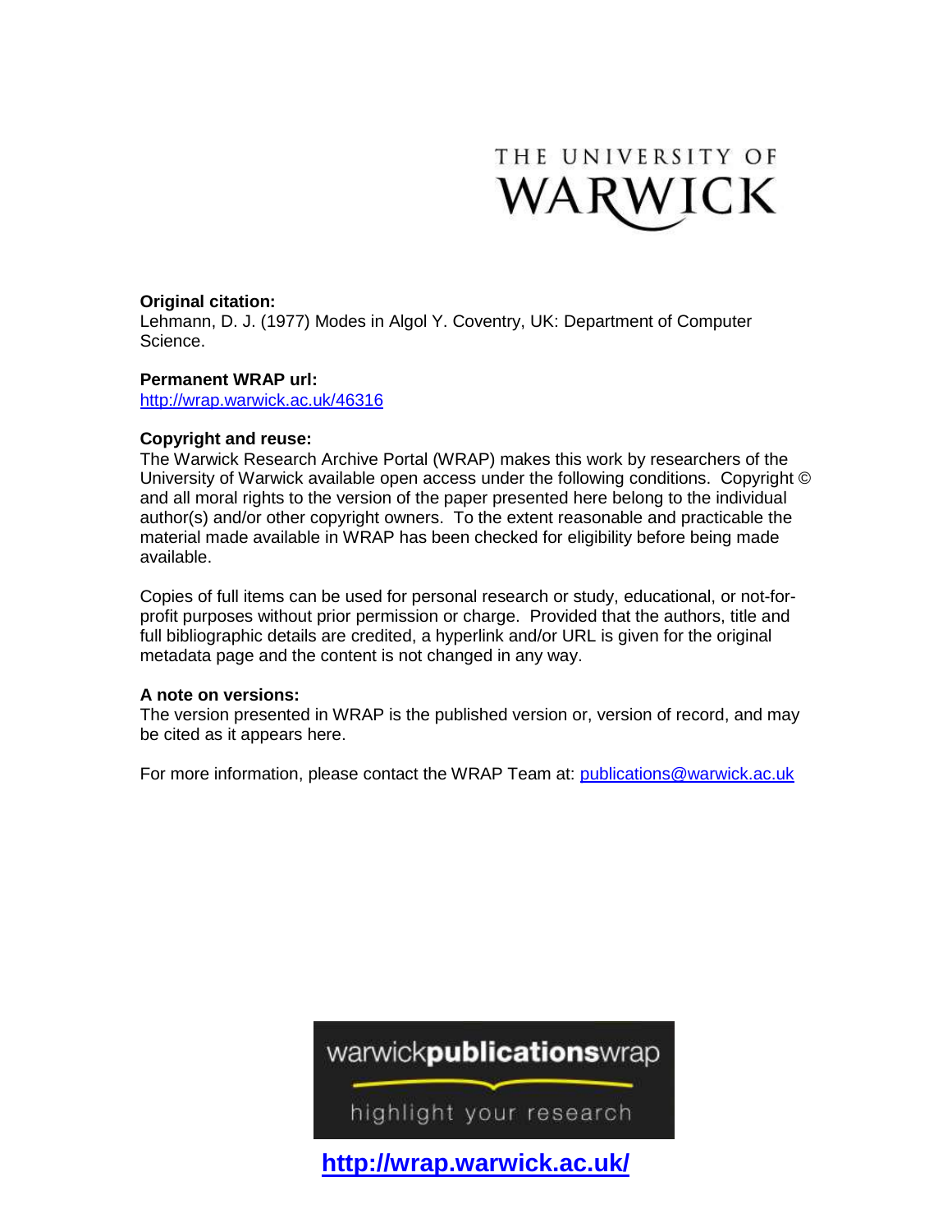THE UNIVERSITY OF WARWICK

**Original citation:**
Lehmann, D. J. (1977) Modes in Algol Y. Coventry, UK: Department of Computer Science.

**Permanent WRAP url:**
http://wrap.warwick.ac.uk/46316

**Copyright and reuse:**
The Warwick Research Archive Portal (WRAP) makes this work by researchers of the University of Warwick available open access under the following conditions. Copyright © and all moral rights to the version of the paper presented here belong to the individual author(s) and/or other copyright owners. To the extent reasonable and practicable the material made available in WRAP has been checked for eligibility before being made available.

Copies of full items can be used for personal research or study, educational, or not-for-profit purposes without prior permission or charge. Provided that the authors, title and full bibliographic details are credited, a hyperlink and/or URL is given for the original metadata page and the content is not changed in any way.

**A note on versions:**
The version presented in WRAP is the published version or, version of record, and may be cited as it appears here.

For more information, please contact the WRAP Team at: publications@warwick.ac.uk

warwick**publications**wrap

highlight your research

**http://wrap.warwick.ac.uk/**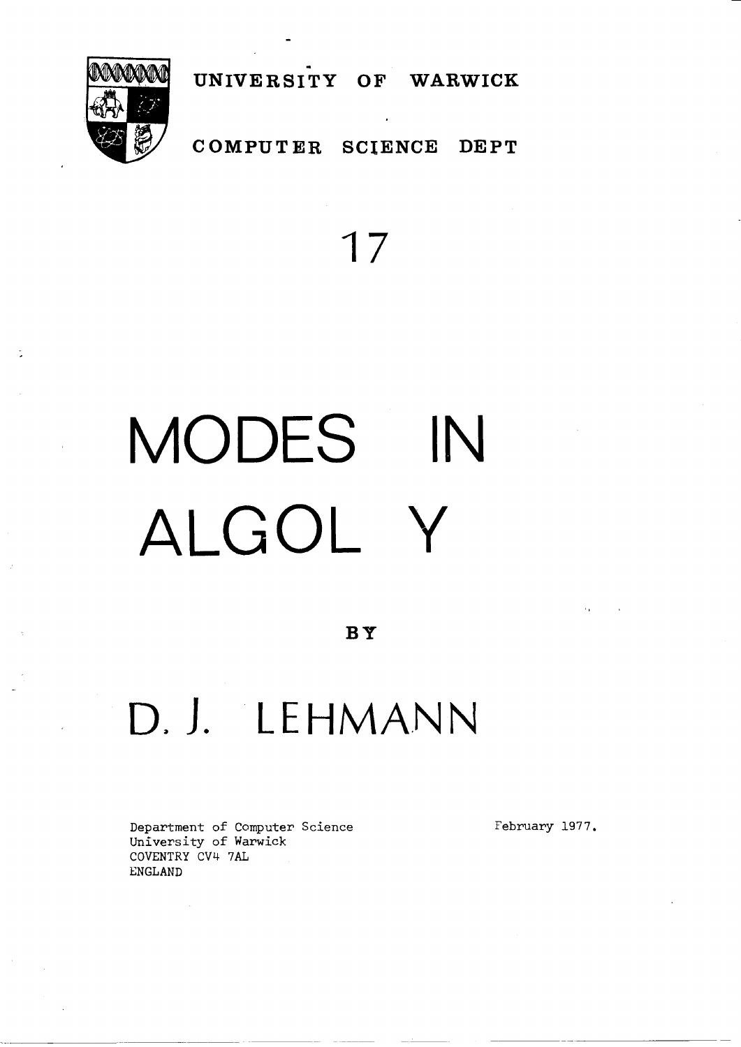UNIVERSITY OF WARWICK

COMPUTER SCIENCE DEPT

17

# MODES IN ALGOL Y

BY

## D. J. LEHMANN

Department of Computer Science
University of Warwick
COVENTRY CV4 7AL
ENGLAND

February 1977.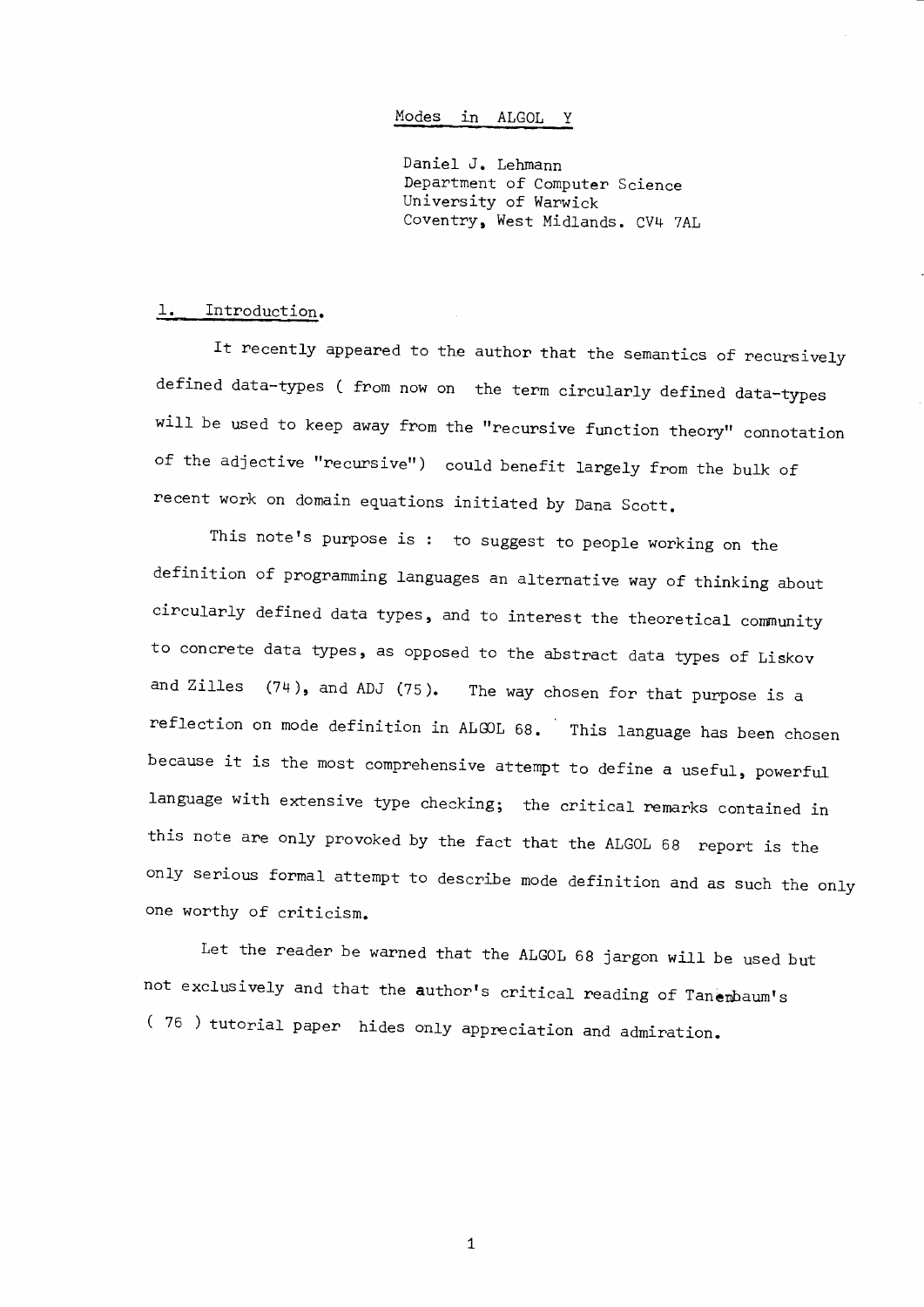# Modes in ALGOL Y

Daniel J. Lehmann
Department of Computer Science
University of Warwick
Coventry, West Midlands. CV4 7AL

## 1. Introduction.

It recently appeared to the author that the semantics of recursively defined data-types ( from now on the term circularly defined data-types will be used to keep away from the "recursive function theory" connotation of the adjective "recursive") could benefit largely from the bulk of recent work on domain equations initiated by Dana Scott.

This note's purpose is : to suggest to people working on the definition of programming languages an alternative way of thinking about circularly defined data types, and to interest the theoretical community to concrete data types, as opposed to the abstract data types of Liskov and Zilles (74), and ADJ (75). The way chosen for that purpose is a reflection on mode definition in ALGOL 68. This language has been chosen because it is the most comprehensive attempt to define a useful, powerful language with extensive type checking; the critical remarks contained in this note are only provoked by the fact that the ALGOL 68 report is the only serious formal attempt to describe mode definition and as such the only one worthy of criticism.

Let the reader be warned that the ALGOL 68 jargon will be used but not exclusively and that the author's critical reading of Tanenbaum's ( 76 ) tutorial paper hides only appreciation and admiration.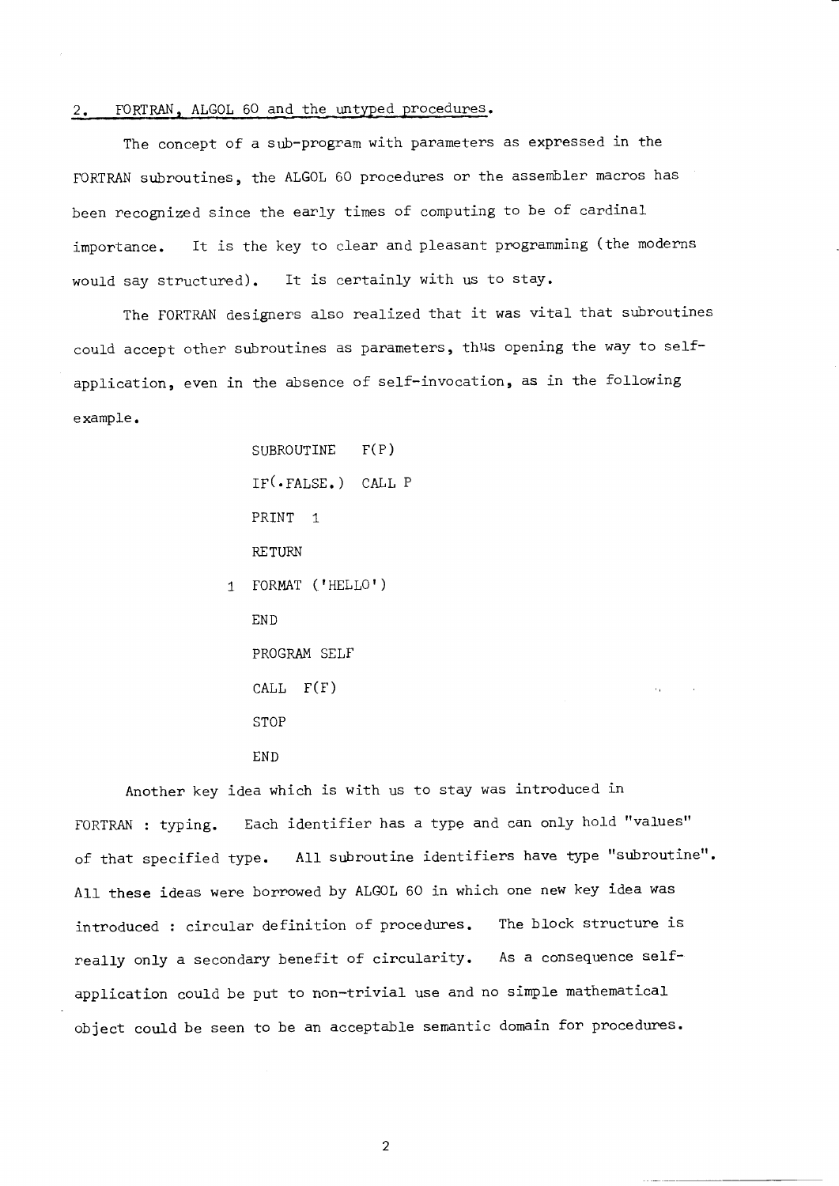## 2. FORTRAN, ALGOL 60 and the untyped procedures.

The concept of a sub-program with parameters as expressed in the FORTRAN subroutines, the ALGOL 60 procedures or the assembler macros has been recognized since the early times of computing to be of cardinal importance. It is the key to clear and pleasant programming (the moderns would say structured). It is certainly with us to stay.

The FORTRAN designers also realized that it was vital that subroutines could accept other subroutines as parameters, thus opening the way to self-application, even in the absence of self-invocation, as in the following example.

```
      SUBROUTINE  F(P)
      IF(.FALSE.)  CALL P
      PRINT  1
      RETURN
    1 FORMAT ('HELLO')
      END
      PROGRAM SELF
      CALL  F(F)
      STOP
      END
```

Another key idea which is with us to stay was introduced in FORTRAN : typing. Each identifier has a type and can only hold "values" of that specified type. All subroutine identifiers have type "subroutine". All these ideas were borrowed by ALGOL 60 in which one new key idea was introduced : circular definition of procedures. The block structure is really only a secondary benefit of circularity. As a consequence self-application could be put to non-trivial use and no simple mathematical object could be seen to be an acceptable semantic domain for procedures.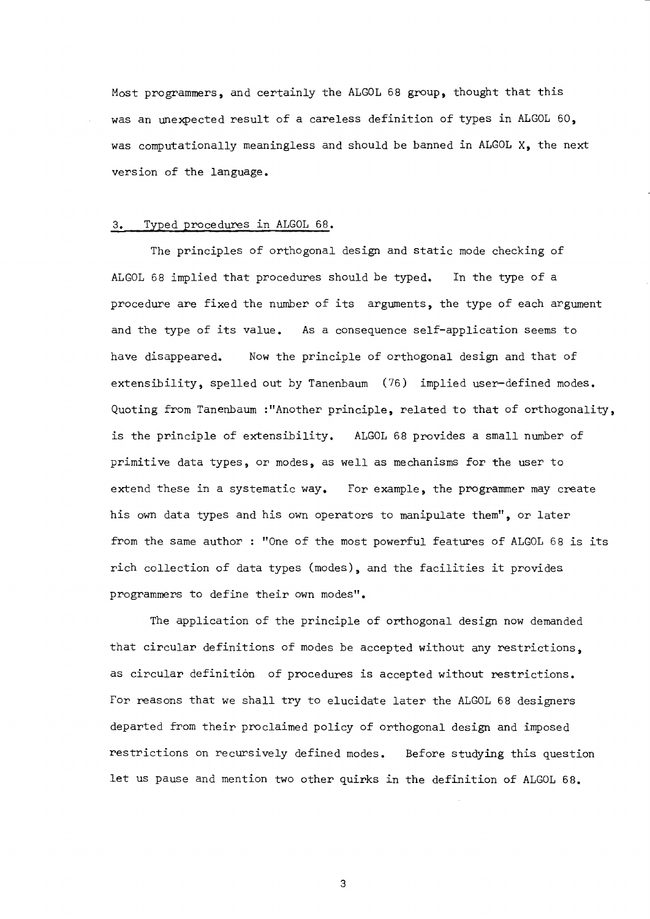Most programmers, and certainly the ALGOL 68 group, thought that this was an unexpected result of a careless definition of types in ALGOL 60, was computationally meaningless and should be banned in ALGOL X, the next version of the language.

## 3. Typed procedures in ALGOL 68.

The principles of orthogonal design and static mode checking of ALGOL 68 implied that procedures should be typed. In the type of a procedure are fixed the number of its arguments, the type of each argument and the type of its value. As a consequence self-application seems to have disappeared. Now the principle of orthogonal design and that of extensibility, spelled out by Tanenbaum (76) implied user-defined modes. Quoting from Tanenbaum :"Another principle, related to that of orthogonality, is the principle of extensibility. ALGOL 68 provides a small number of primitive data types, or modes, as well as mechanisms for the user to extend these in a systematic way. For example, the programmer may create his own data types and his own operators to manipulate them", or later from the same author : "One of the most powerful features of ALGOL 68 is its rich collection of data types (modes), and the facilities it provides programmers to define their own modes".

The application of the principle of orthogonal design now demanded that circular definitions of modes be accepted without any restrictions, as circular definition of procedures is accepted without restrictions. For reasons that we shall try to elucidate later the ALGOL 68 designers departed from their proclaimed policy of orthogonal design and imposed restrictions on recursively defined modes. Before studying this question let us pause and mention two other quirks in the definition of ALGOL 68.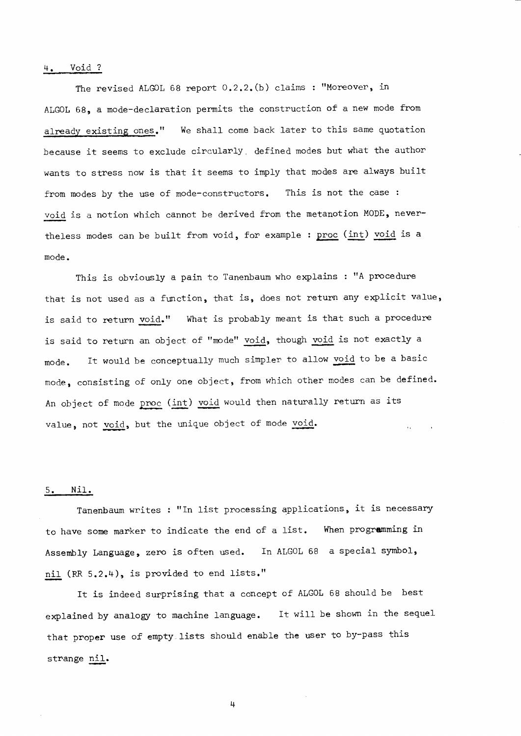## 4. Void ?

The revised ALGOL 68 report 0.2.2.(b) claims : "Moreover, in ALGOL 68, a mode-declaration permits the construction of a new mode from already existing ones." We shall come back later to this same quotation because it seems to exclude circularly defined modes but what the author wants to stress now is that it seems to imply that modes are always built from modes by the use of mode-constructors. This is not the case : void is a notion which cannot be derived from the metanotion MODE, nevertheless modes can be built from void, for example : proc (int) void is a mode.

This is obviously a pain to Tanenbaum who explains : "A procedure that is not used as a function, that is, does not return any explicit value, is said to return void." What is probably meant is that such a procedure is said to return an object of "mode" void, though void is not exactly a mode. It would be conceptually much simpler to allow void to be a basic mode, consisting of only one object, from which other modes can be defined. An object of mode proc (int) void would then naturally return as its value, not void, but the unique object of mode void.

## 5. Nil.

Tanenbaum writes : "In list processing applications, it is necessary to have some marker to indicate the end of a list. When programming in Assembly Language, zero is often used. In ALGOL 68 a special symbol, nil (RR 5.2.4), is provided to end lists."

It is indeed surprising that a concept of ALGOL 68 should be best explained by analogy to machine language. It will be shown in the sequel that proper use of empty lists should enable the user to by-pass this strange nil.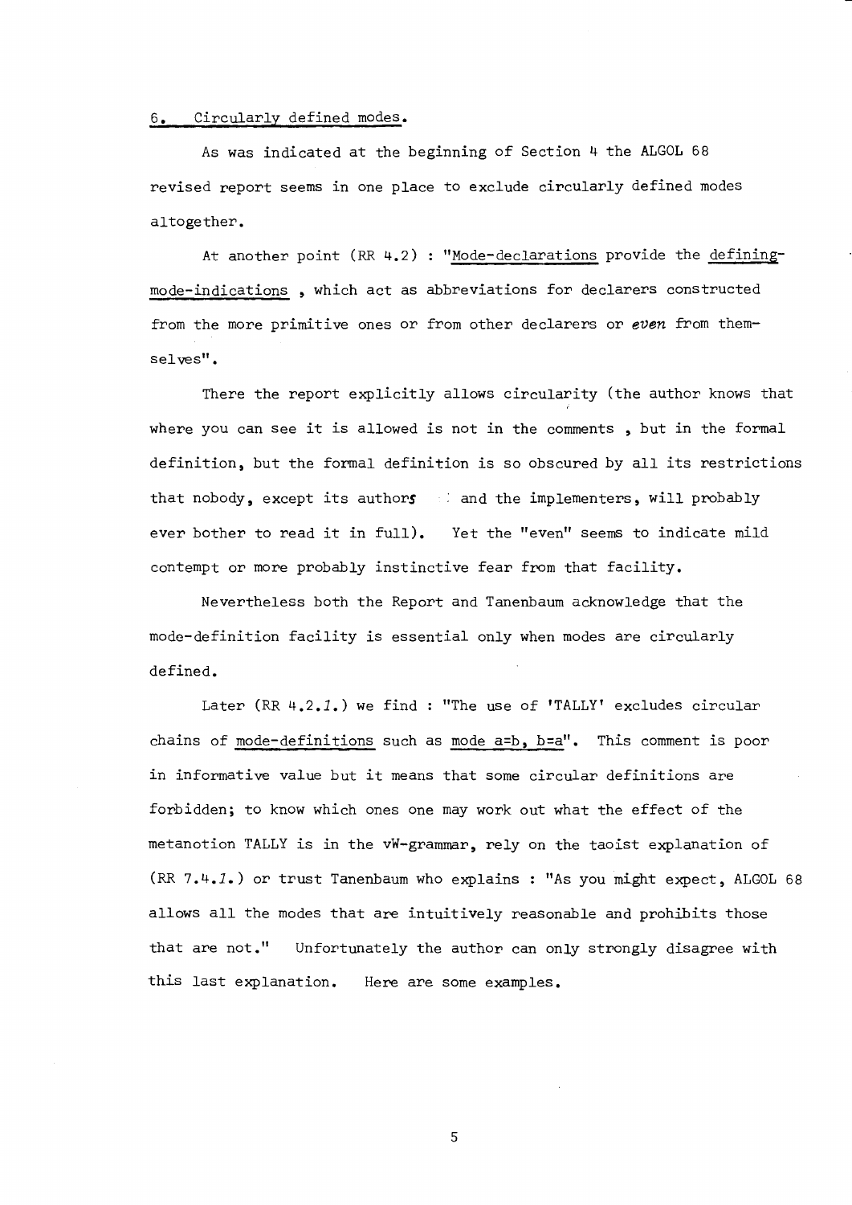## 6. Circularly defined modes.

As was indicated at the beginning of Section 4 the ALGOL 68 revised report seems in one place to exclude circularly defined modes altogether.

At another point (RR 4.2) : "Mode-declarations provide the defining-mode-indications , which act as abbreviations for declarers constructed from the more primitive ones or from other declarers or *even* from themselves".

There the report explicitly allows circularity (the author knows that where you can see it is allowed is not in the comments , but in the formal definition, but the formal definition is so obscured by all its restrictions that nobody, except its authors and the implementers, will probably ever bother to read it in full). Yet the "even" seems to indicate mild contempt or more probably instinctive fear from that facility.

Nevertheless both the Report and Tanenbaum acknowledge that the mode-definition facility is essential only when modes are circularly defined.

Later (RR 4.2.*1*.) we find : "The use of 'TALLY' excludes circular chains of mode-definitions such as mode a=b, b=a". This comment is poor in informative value but it means that some circular definitions are forbidden; to know which ones one may work out what the effect of the metanotion TALLY is in the vW-grammar, rely on the taoist explanation of (RR 7.4.*1*.) or trust Tanenbaum who explains : "As you might expect, ALGOL 68 allows all the modes that are intuitively reasonable and prohibits those that are not." Unfortunately the author can only strongly disagree with this last explanation. Here are some examples.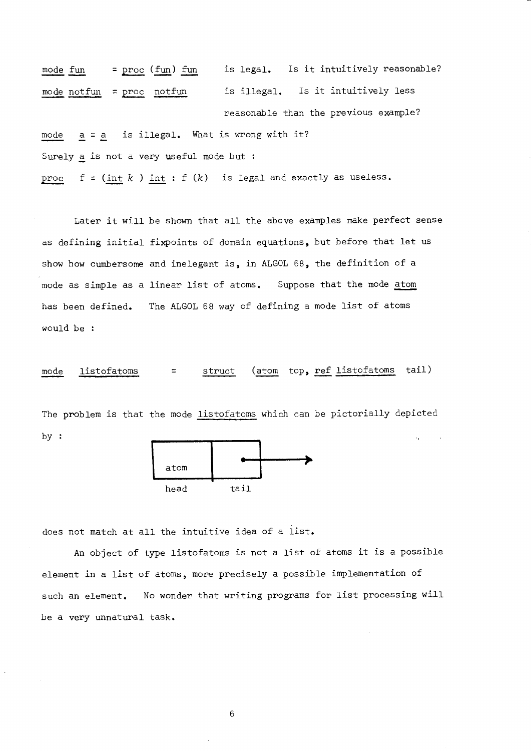mode fun = proc (fun) fun is legal. Is it intuitively reasonable?

mode notfun = proc notfun is illegal. Is it intuitively less reasonable than the previous example?

mode a = a is illegal. What is wrong with it?

Surely a is not a very useful mode but :

proc f = (int *k* ) int : f (*k*) is legal and exactly as useless.

Later it will be shown that all the above examples make perfect sense as defining initial fixpoints of domain equations, but before that let us show how cumbersome and inelegant is, in ALGOL 68, the definition of a mode as simple as a linear list of atoms. Suppose that the mode atom has been defined. The ALGOL 68 way of defining a mode list of atoms would be :

```
mode listofatoms = struct (atom top, ref listofatoms tail)
```

The problem is that the mode listofatoms which can be pictorially depicted by :

| atom | → |
|---|---|
| head | tail |

does not match at all the intuitive idea of a list.

An object of type listofatoms is not a list of atoms it is a possible element in a list of atoms, more precisely a possible implementation of such an element. No wonder that writing programs for list processing will be a very unnatural task.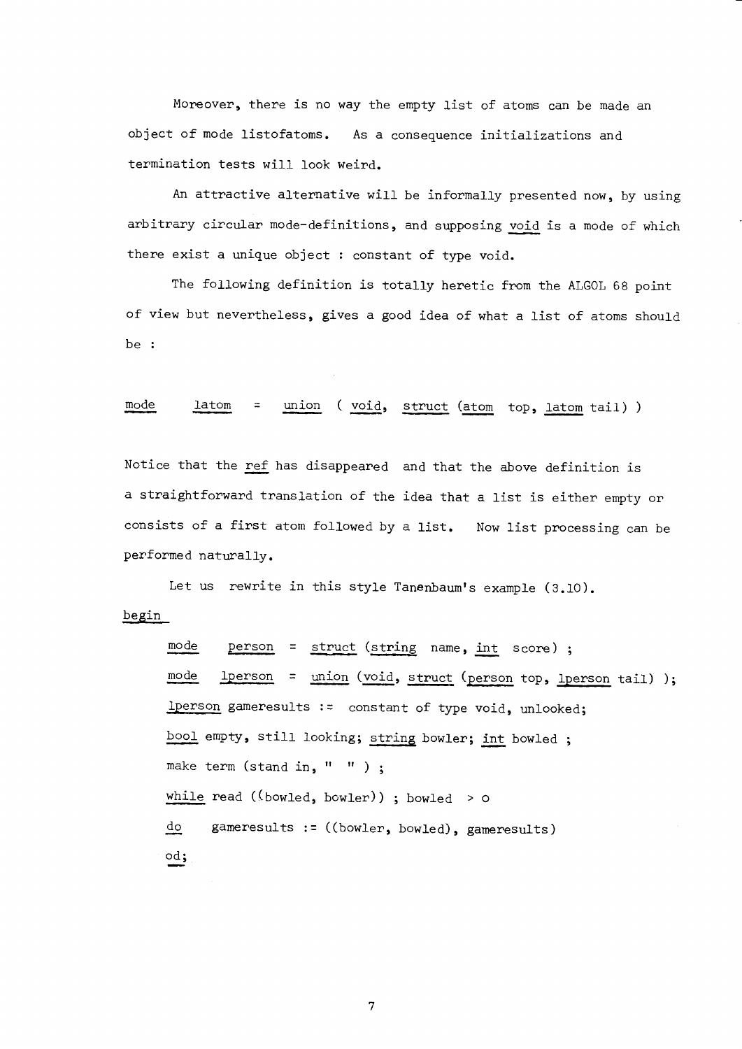Moreover, there is no way the empty list of atoms can be made an object of mode listofatoms. As a consequence initializations and termination tests will look weird.

An attractive alternative will be informally presented now, by using arbitrary circular mode-definitions, and supposing void is a mode of which there exist a unique object : constant of type void.

The following definition is totally heretic from the ALGOL 68 point of view but nevertheless, gives a good idea of what a list of atoms should be :

```
mode    latom   =   union ( void, struct (atom  top, latom tail) )
```

Notice that the ref has disappeared and that the above definition is a straightforward translation of the idea that a list is either empty or consists of a first atom followed by a list. Now list processing can be performed naturally.

Let us rewrite in this style Tanenbaum's example (3.10).

```
begin
    mode    person  =  struct (string  name, int  score) ;
    mode    lperson  =  union (void, struct (person top, lperson tail) );
    lperson gameresults :=  constant of type void, unlooked;
    bool empty, still looking; string bowler; int bowled ;
    make term (stand in, "  " ) ;
    while read ((bowled, bowler)) ; bowled  > o
    do     gameresults := ((bowler, bowled), gameresults)
    od;
```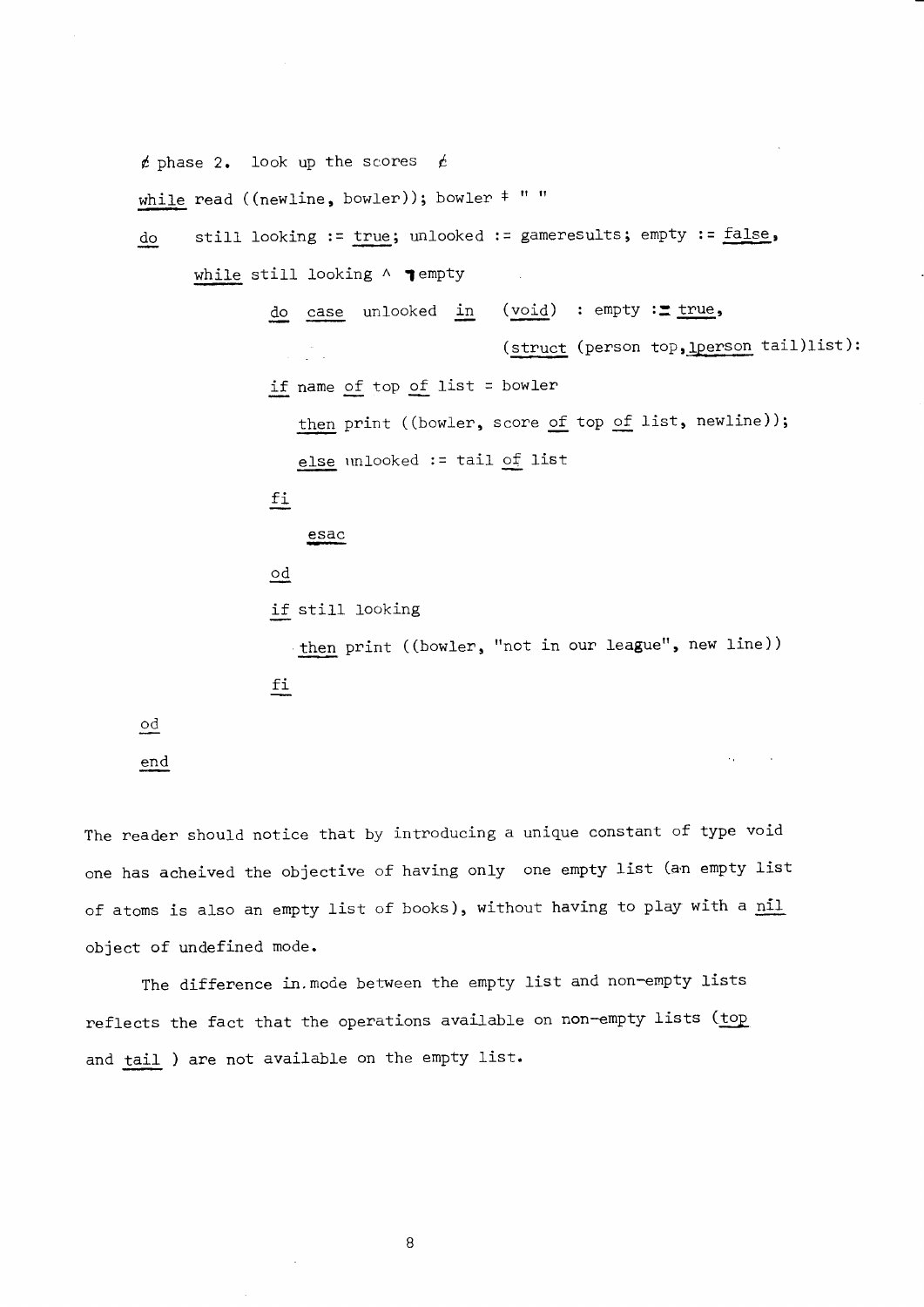```
¢ phase 2.  look up the scores  ¢
while read ((newline, bowler)); bowler ≠ " "
do     still looking := true; unlooked := gameresults; empty := false,
       while still looking ∧ ¬empty
                do  case  unlooked  in   (void)  : empty := true,
                                         (struct (person top,lperson tail)list):
                if name of top of list = bowler
                   then print ((bowler, score of top of list, newline));
                   else unlooked := tail of list
                fi
                    esac
                od
                if still looking
                   then print ((bowler, "not in our league", new line))
                fi
od
end
```

The reader should notice that by introducing a unique constant of type void one has acheived the objective of having only one empty list (an empty list of atoms is also an empty list of books), without having to play with a nil object of undefined mode.

The difference in mode between the empty list and non-empty lists reflects the fact that the operations available on non-empty lists (top and tail ) are not available on the empty list.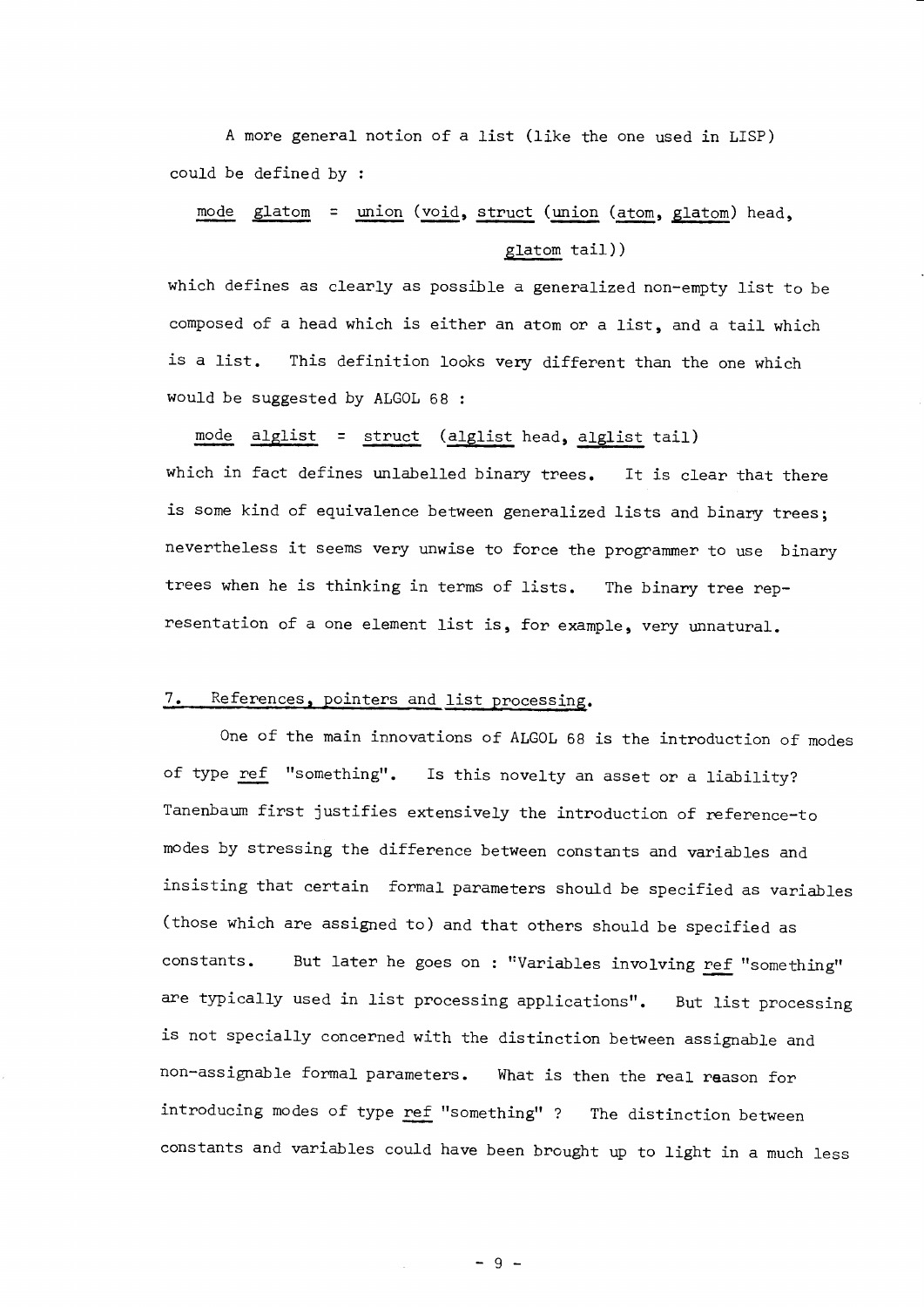A more general notion of a list (like the one used in LISP) could be defined by :

```
mode glatom = union (void, struct (union (atom, glatom) head,
                                   glatom tail))
```

which defines as clearly as possible a generalized non-empty list to be composed of a head which is either an atom or a list, and a tail which is a list. This definition looks very different than the one which would be suggested by ALGOL 68 :

```
mode alglist = struct (alglist head, alglist tail)
```

which in fact defines unlabelled binary trees. It is clear that there is some kind of equivalence between generalized lists and binary trees; nevertheless it seems very unwise to force the programmer to use binary trees when he is thinking in terms of lists. The binary tree representation of a one element list is, for example, very unnatural.

## 7. References, pointers and list processing.

One of the main innovations of ALGOL 68 is the introduction of modes of type ref "something". Is this novelty an asset or a liability? Tanenbaum first justifies extensively the introduction of reference-to modes by stressing the difference between constants and variables and insisting that certain formal parameters should be specified as variables (those which are assigned to) and that others should be specified as constants. But later he goes on : "Variables involving ref "something" are typically used in list processing applications". But list processing is not specially concerned with the distinction between assignable and non-assignable formal parameters. What is then the real reason for introducing modes of type ref "something" ? The distinction between constants and variables could have been brought up to light in a much less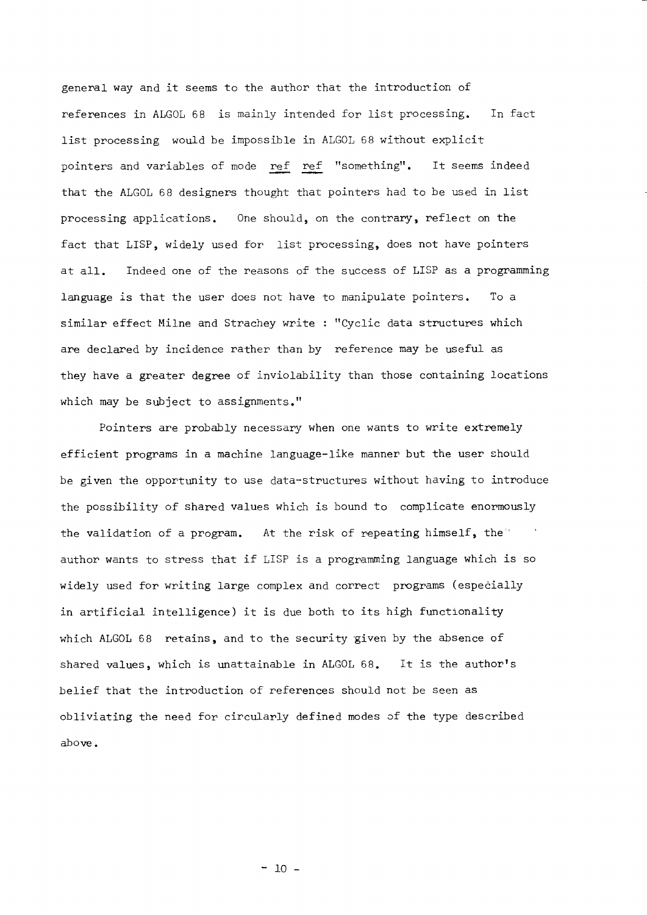general way and it seems to the author that the introduction of references in ALGOL 68 is mainly intended for list processing. In fact list processing would be impossible in ALGOL 68 without explicit pointers and variables of mode ref ref "something". It seems indeed that the ALGOL 68 designers thought that pointers had to be used in list processing applications. One should, on the contrary, reflect on the fact that LISP, widely used for list processing, does not have pointers at all. Indeed one of the reasons of the success of LISP as a programming language is that the user does not have to manipulate pointers. To a similar effect Milne and Strachey write : "Cyclic data structures which are declared by incidence rather than by reference may be useful as they have a greater degree of inviolability than those containing locations which may be subject to assignments."

Pointers are probably necessary when one wants to write extremely efficient programs in a machine language-like manner but the user should be given the opportunity to use data-structures without having to introduce the possibility of shared values which is bound to complicate enormously the validation of a program. At the risk of repeating himself, the author wants to stress that if LISP is a programming language which is so widely used for writing large complex and correct programs (especially in artificial intelligence) it is due both to its high functionality which ALGOL 68 retains, and to the security given by the absence of shared values, which is unattainable in ALGOL 68. It is the author's belief that the introduction of references should not be seen as obliviating the need for circularly defined modes of the type described above.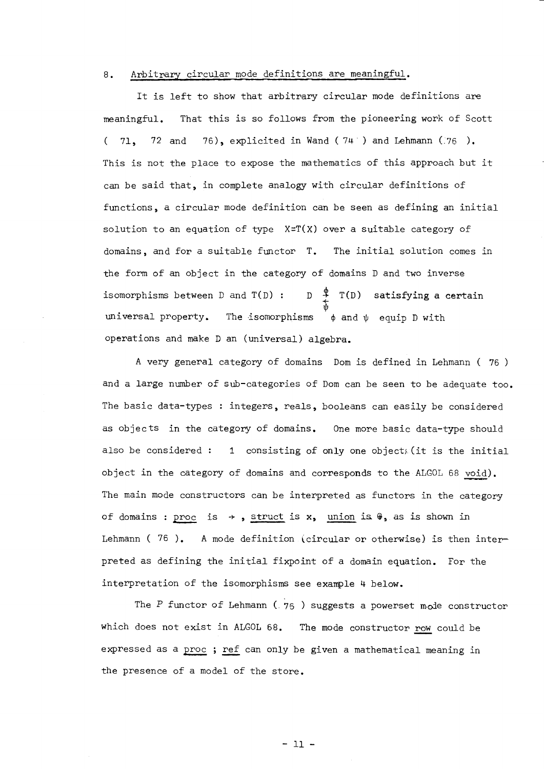## 8. Arbitrary circular mode definitions are meaningful.

It is left to show that arbitrary circular mode definitions are meaningful. That this is so follows from the pioneering work of Scott ( 71, 72 and 76), explicited in Wand ( 74 ) and Lehmann ( 76 ). This is not the place to expose the mathematics of this approach but it can be said that, in complete analogy with circular definitions of functions, a circular mode definition can be seen as defining an initial solution to an equation of type $X=T(X)$ over a suitable category of domains, and for a suitable functor $T$. The initial solution comes in the form of an object in the category of domains D and two inverse isomorphisms between D and T(D) : $D \underset{\psi}{\overset{\phi}{\rightleftarrows}} T(D)$ satisfying a certain universal property. The isomorphisms $\phi$ and $\psi$ equip D with operations and make D an (universal) algebra.

A very general category of domains Dom is defined in Lehmann ( 76 ) and a large number of sub-categories of Dom can be seen to be adequate too. The basic data-types : integers, reals, booleans can easily be considered as objects in the category of domains. One more basic data-type should also be considered : 1 consisting of only one object (it is the initial object in the category of domains and corresponds to the ALGOL 68 _void_). The main mode constructors can be interpreted as functors in the category of domains : _proc_ is $\rightarrow$ , _struct_ is $\times$, _union_ is $\oplus$, as is shown in Lehmann ( 76 ). A mode definition (circular or otherwise) is then interpreted as defining the initial fixpoint of a domain equation. For the interpretation of the isomorphisms see example 4 below.

The $P$ functor of Lehmann ( 76 ) suggests a powerset mode constructor which does not exist in ALGOL 68. The mode constructor _row_ could be expressed as a _proc_ ; _ref_ can only be given a mathematical meaning in the presence of a model of the store.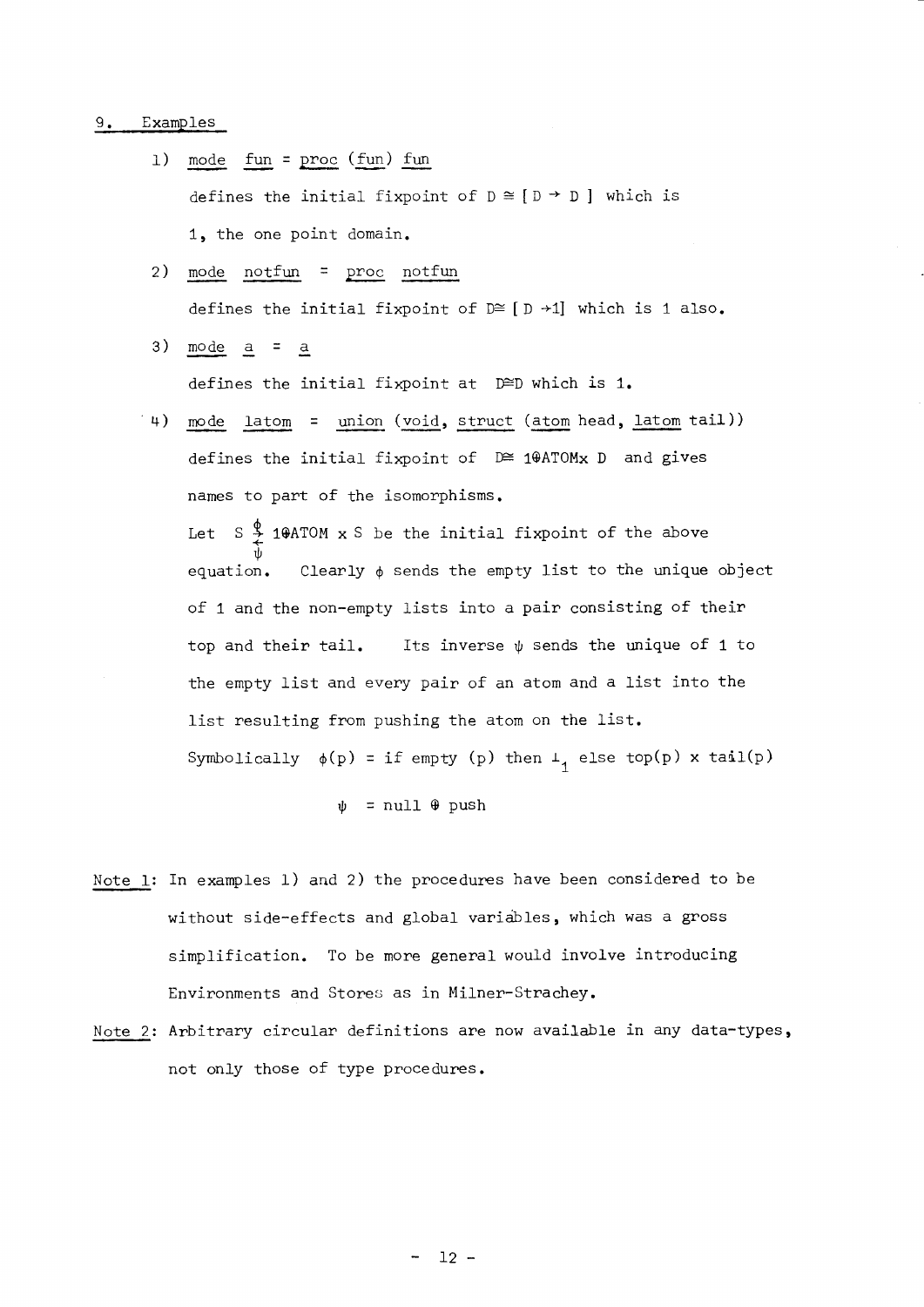## 9. Examples

1) <u>mode</u> <u>fun</u> = <u>proc</u> (<u>fun</u>) <u>fun</u>

   defines the initial fixpoint of $D \cong [D \to D]$ which is 1, the one point domain.

2) <u>mode</u> <u>notfun</u> = <u>proc</u> <u>notfun</u>

   defines the initial fixpoint of $D \cong [D \to 1]$ which is 1 also.

3) <u>mode</u> <u>a</u> = <u>a</u>

   defines the initial fixpoint at $D \cong D$ which is 1.

4) <u>mode</u> <u>latom</u> = <u>union</u> (<u>void</u>, <u>struct</u> (<u>atom</u> head, <u>latom</u> tail))

   defines the initial fixpoint of $D \cong 1 \oplus ATOM \times D$ and gives names to part of the isomorphisms.

   Let $S \underset{\psi}{\overset{\phi}{\rightleftarrows}} 1 \oplus ATOM \times S$ be the initial fixpoint of the above equation. Clearly $\phi$ sends the empty list to the unique object of 1 and the non-empty lists into a pair consisting of their top and their tail. Its inverse $\psi$ sends the unique of 1 to the empty list and every pair of an atom and a list into the list resulting from pushing the atom on the list.

   Symbolically $\phi(p)$ = if empty (p) then $\bot_1$ else top(p) x tail(p)

   $$\psi = \text{null} \oplus \text{push}$$

<u>Note 1</u>: In examples 1) and 2) the procedures have been considered to be without side-effects and global variables, which was a gross simplification. To be more general would involve introducing Environments and Stores as in Milner-Strachey.

<u>Note 2</u>: Arbitrary circular definitions are now available in any data-types, not only those of type procedures.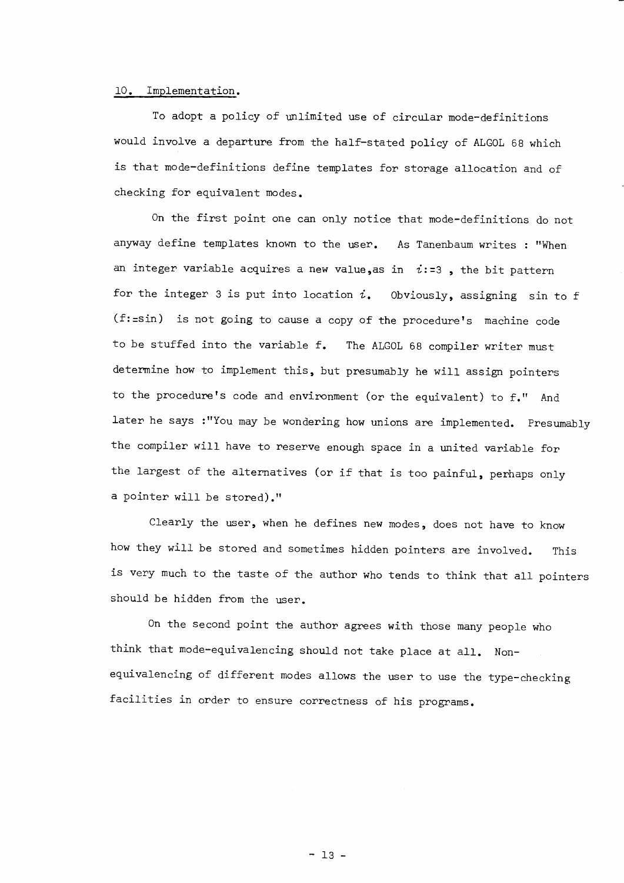## 10. Implementation.

To adopt a policy of unlimited use of circular mode-definitions would involve a departure from the half-stated policy of ALGOL 68 which is that mode-definitions define templates for storage allocation and of checking for equivalent modes.

On the first point one can only notice that mode-definitions do not anyway define templates known to the user. As Tanenbaum writes : "When an integer variable acquires a new value,as in *i*:=3 , the bit pattern for the integer 3 is put into location *i*. Obviously, assigning sin to f (f:=sin) is not going to cause a copy of the procedure's machine code to be stuffed into the variable f. The ALGOL 68 compiler writer must determine how to implement this, but presumably he will assign pointers to the procedure's code and environment (or the equivalent) to f." And later he says :"You may be wondering how unions are implemented. Presumably the compiler will have to reserve enough space in a united variable for the largest of the alternatives (or if that is too painful, perhaps only a pointer will be stored)."

Clearly the user, when he defines new modes, does not have to know how they will be stored and sometimes hidden pointers are involved. This is very much to the taste of the author who tends to think that all pointers should be hidden from the user.

On the second point the author agrees with those many people who think that mode-equivalencing should not take place at all. Non-equivalencing of different modes allows the user to use the type-checking facilities in order to ensure correctness of his programs.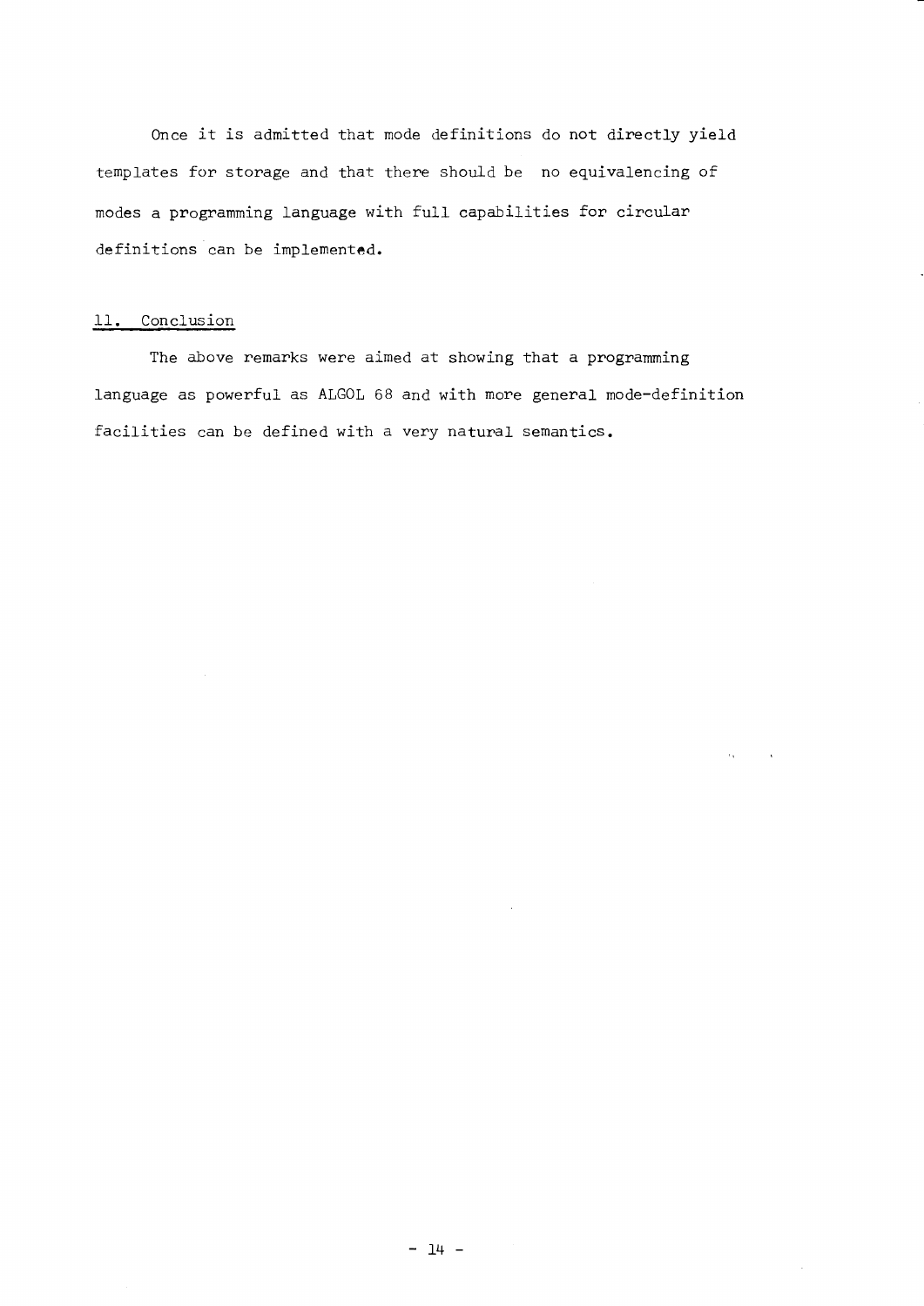Once it is admitted that mode definitions do not directly yield templates for storage and that there should be no equivalencing of modes a programming language with full capabilities for circular definitions can be implemented.

## 11. Conclusion

The above remarks were aimed at showing that a programming language as powerful as ALGOL 68 and with more general mode-definition facilities can be defined with a very natural semantics.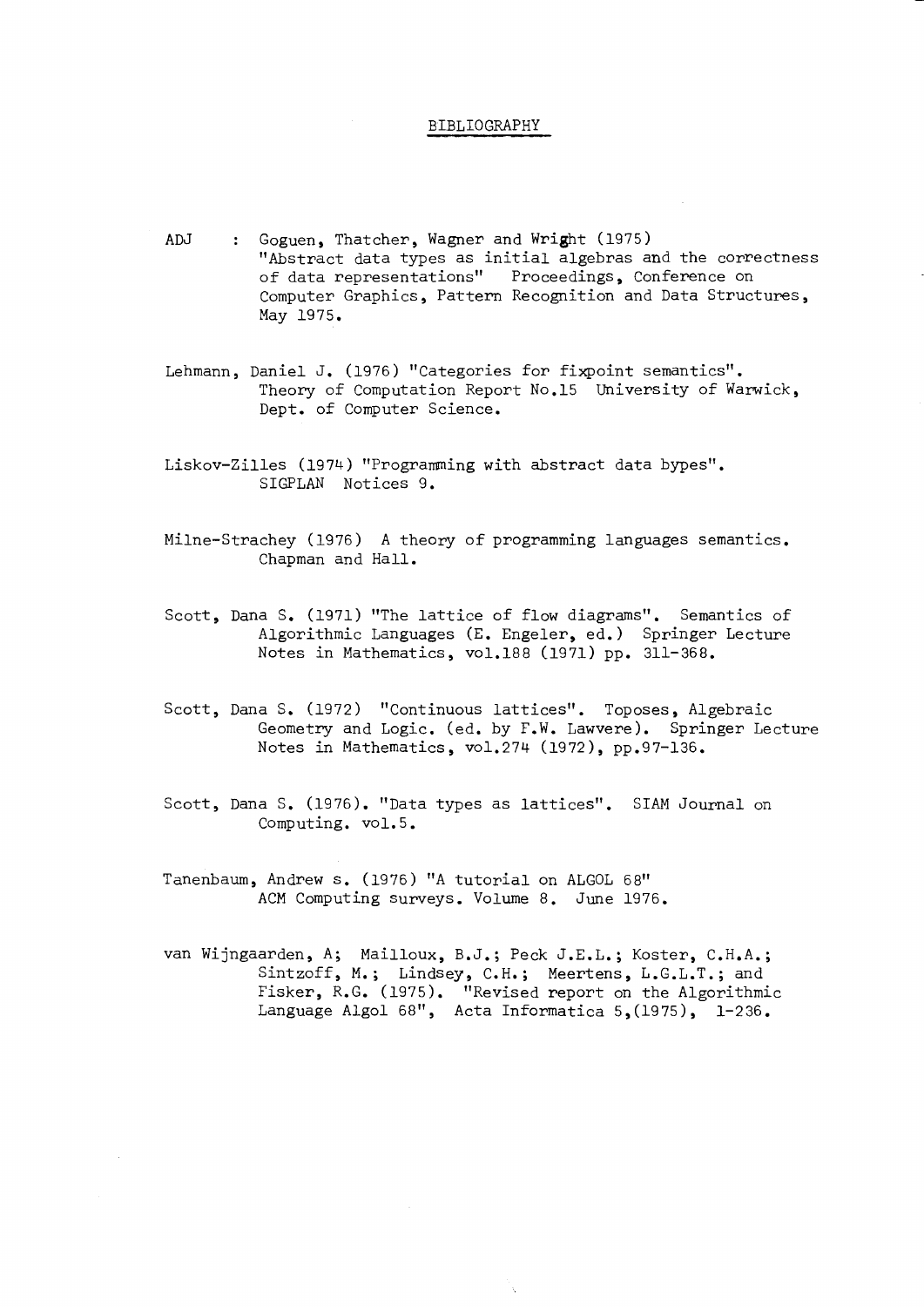## BIBLIOGRAPHY

ADJ : Goguen, Thatcher, Wagner and Wright (1975) "Abstract data types as initial algebras and the correctness of data representations" Proceedings, Conference on Computer Graphics, Pattern Recognition and Data Structures, May 1975.

Lehmann, Daniel J. (1976) "Categories for fixpoint semantics". Theory of Computation Report No.15 University of Warwick, Dept. of Computer Science.

Liskov-Zilles (1974) "Programming with abstract data bypes". SIGPLAN Notices 9.

Milne-Strachey (1976) A theory of programming languages semantics. Chapman and Hall.

Scott, Dana S. (1971) "The lattice of flow diagrams". Semantics of Algorithmic Languages (E. Engeler, ed.) Springer Lecture Notes in Mathematics, vol.188 (1971) pp. 311-368.

Scott, Dana S. (1972) "Continuous lattices". Toposes, Algebraic Geometry and Logic. (ed. by F.W. Lawvere). Springer Lecture Notes in Mathematics, vol.274 (1972), pp.97-136.

Scott, Dana S. (1976). "Data types as lattices". SIAM Journal on Computing. vol.5.

Tanenbaum, Andrew s. (1976) "A tutorial on ALGOL 68" ACM Computing surveys. Volume 8. June 1976.

van Wijngaarden, A; Mailloux, B.J.; Peck J.E.L.; Koster, C.H.A.; Sintzoff, M.; Lindsey, C.H.; Meertens, L.G.L.T.; and Fisker, R.G. (1975). "Revised report on the Algorithmic Language Algol 68", Acta Informatica 5,(1975), 1-236.